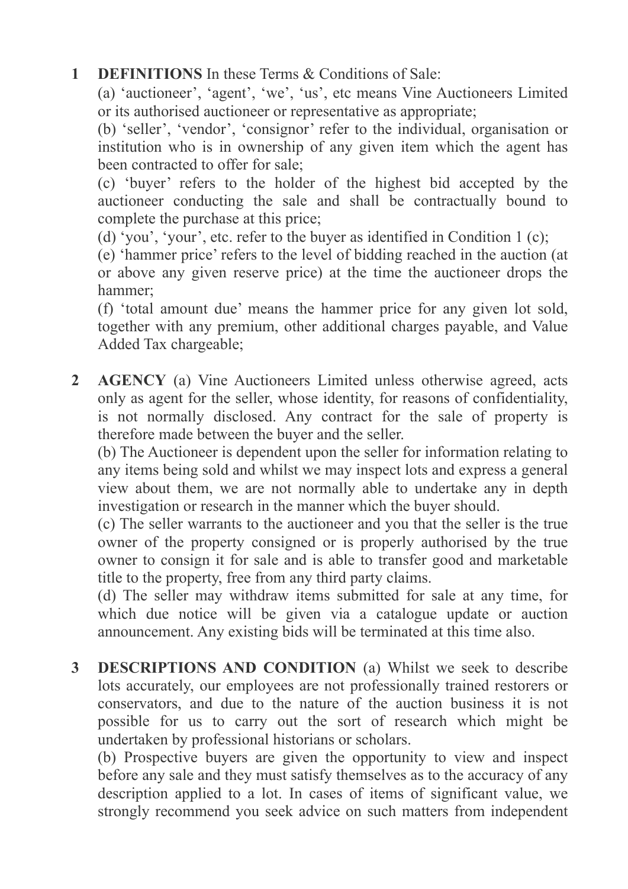**1 DEFINITIONS** In these Terms & Conditions of Sale:

(a) 'auctioneer', 'agent', 'we', 'us', etc means Vine Auctioneers Limited or its authorised auctioneer or representative as appropriate;

(b) 'seller', 'vendor', 'consignor' refer to the individual, organisation or institution who is in ownership of any given item which the agent has been contracted to offer for sale;

(c) 'buyer' refers to the holder of the highest bid accepted by the auctioneer conducting the sale and shall be contractually bound to complete the purchase at this price;

(d) 'you', 'your', etc. refer to the buyer as identified in Condition 1 (c);

(e) 'hammer price' refers to the level of bidding reached in the auction (at or above any given reserve price) at the time the auctioneer drops the hammer;

(f) 'total amount due' means the hammer price for any given lot sold, together with any premium, other additional charges payable, and Value Added Tax chargeable;

**2 AGENCY** (a) Vine Auctioneers Limited unless otherwise agreed, acts only as agent for the seller, whose identity, for reasons of confidentiality, is not normally disclosed. Any contract for the sale of property is therefore made between the buyer and the seller.

(b) The Auctioneer is dependent upon the seller for information relating to any items being sold and whilst we may inspect lots and express a general view about them, we are not normally able to undertake any in depth investigation or research in the manner which the buyer should.

(c) The seller warrants to the auctioneer and you that the seller is the true owner of the property consigned or is properly authorised by the true owner to consign it for sale and is able to transfer good and marketable title to the property, free from any third party claims.

(d) The seller may withdraw items submitted for sale at any time, for which due notice will be given via a catalogue update or auction announcement. Any existing bids will be terminated at this time also.

**3 DESCRIPTIONS AND CONDITION** (a) Whilst we seek to describe lots accurately, our employees are not professionally trained restorers or conservators, and due to the nature of the auction business it is not possible for us to carry out the sort of research which might be undertaken by professional historians or scholars.

(b) Prospective buyers are given the opportunity to view and inspect before any sale and they must satisfy themselves as to the accuracy of any description applied to a lot. In cases of items of significant value, we strongly recommend you seek advice on such matters from independent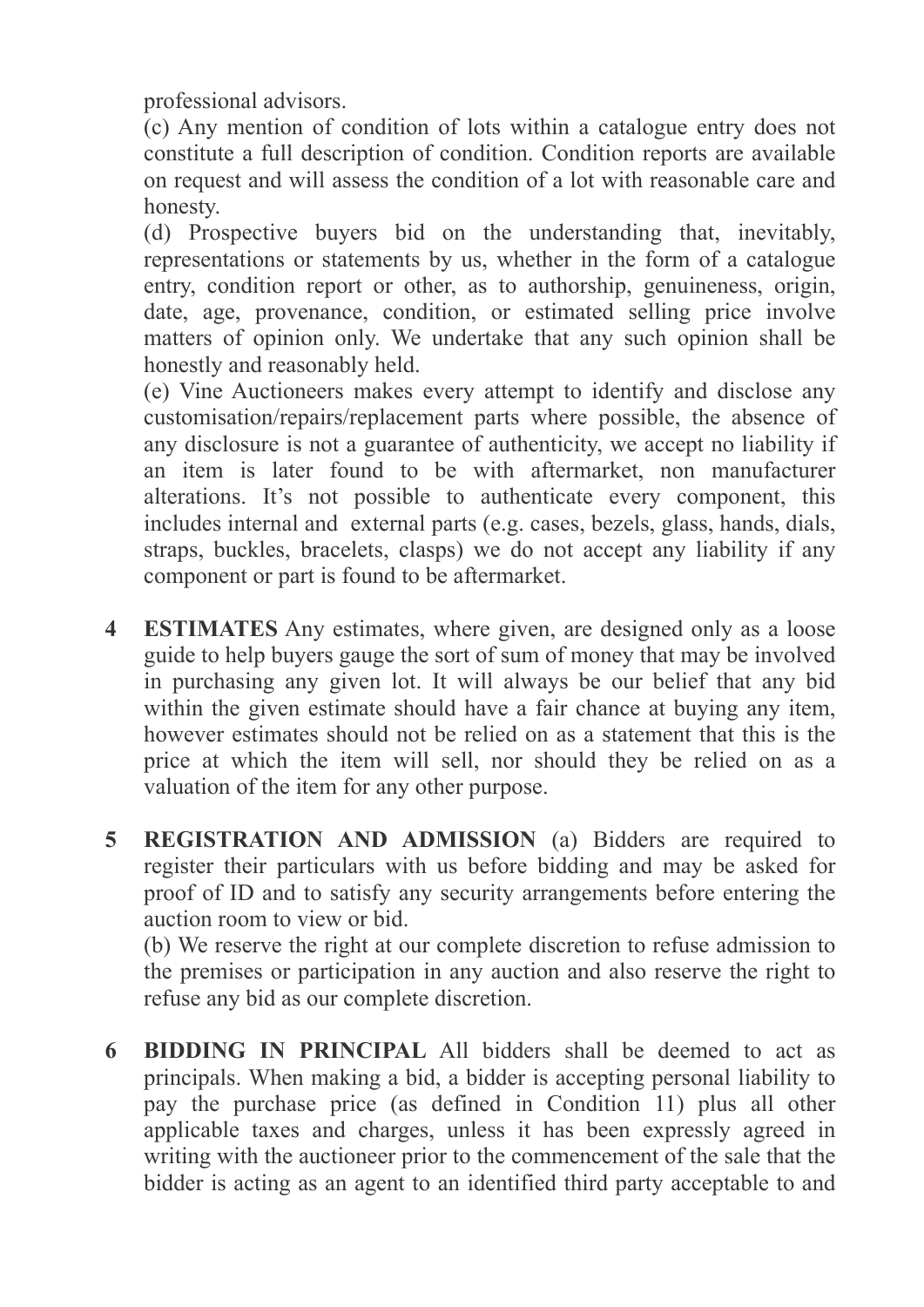professional advisors.

(c) Any mention of condition of lots within a catalogue entry does not constitute a full description of condition. Condition reports are available on request and will assess the condition of a lot with reasonable care and honesty.

(d) Prospective buyers bid on the understanding that, inevitably, representations or statements by us, whether in the form of a catalogue entry, condition report or other, as to authorship, genuineness, origin, date, age, provenance, condition, or estimated selling price involve matters of opinion only. We undertake that any such opinion shall be honestly and reasonably held.

(e) Vine Auctioneers makes every attempt to identify and disclose any customisation/repairs/replacement parts where possible, the absence of any disclosure is not a guarantee of authenticity, we accept no liability if an item is later found to be with aftermarket, non manufacturer alterations. It's not possible to authenticate every component, this includes internal and external parts (e.g. cases, bezels, glass, hands, dials, straps, buckles, bracelets, clasps) we do not accept any liability if any component or part is found to be aftermarket.

**4 ESTIMATES** Any estimates, where given, are designed only as a loose guide to help buyers gauge the sort of sum of money that may be involved in purchasing any given lot. It will always be our belief that any bid within the given estimate should have a fair chance at buying any item, however estimates should not be relied on as a statement that this is the price at which the item will sell, nor should they be relied on as a valuation of the item for any other purpose.

**5 REGISTRATION AND ADMISSION** (a) Bidders are required to register their particulars with us before bidding and may be asked for proof of ID and to satisfy any security arrangements before entering the auction room to view or bid.

(b) We reserve the right at our complete discretion to refuse admission to the premises or participation in any auction and also reserve the right to refuse any bid as our complete discretion.

**6 BIDDING IN PRINCIPAL** All bidders shall be deemed to act as principals. When making a bid, a bidder is accepting personal liability to pay the purchase price (as defined in Condition 11) plus all other applicable taxes and charges, unless it has been expressly agreed in writing with the auctioneer prior to the commencement of the sale that the bidder is acting as an agent to an identified third party acceptable to and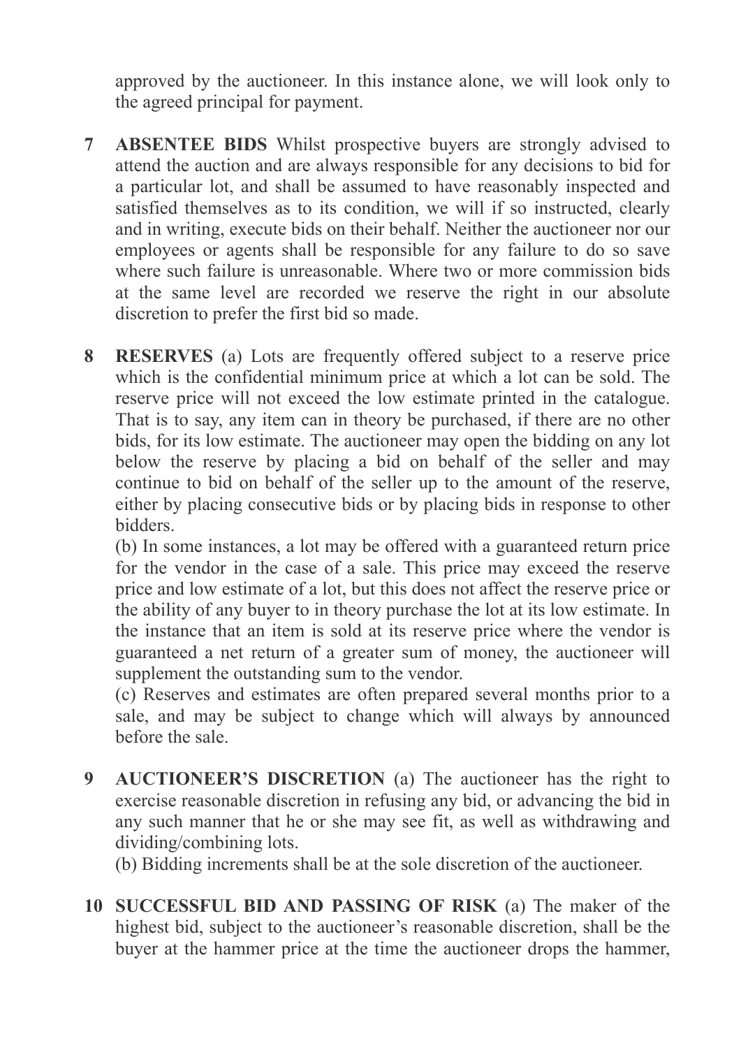approved by the auctioneer. In this instance alone, we will look only to the agreed principal for payment.

7 **ABSENTEE BIDS** Whilst prospective buyers are strongly advised to attend the auction and are always responsible for any decisions to bid for a particular lot, and shall be assumed to have reasonably inspected and satisfied themselves as to its condition, we will if so instructed, clearly and in writing, execute bids on their behalf. Neither the auctioneer nor our employees or agents shall be responsible for any failure to do so save where such failure is unreasonable. Where two or more commission bids at the same level are recorded we reserve the right in our absolute discretion to prefer the first bid so made.

8 **RESERVES** (a) Lots are frequently offered subject to a reserve price which is the confidential minimum price at which a lot can be sold. The reserve price will not exceed the low estimate printed in the catalogue. That is to say, any item can in theory be purchased, if there are no other bids, for its low estimate. The auctioneer may open the bidding on any lot below the reserve by placing a bid on behalf of the seller and may continue to bid on behalf of the seller up to the amount of the reserve, either by placing consecutive bids or by placing bids in response to other bidders.

(b) In some instances, a lot may be offered with a guaranteed return price for the vendor in the case of a sale. This price may exceed the reserve price and low estimate of a lot, but this does not affect the reserve price or the ability of any buyer to in theory purchase the lot at its low estimate. In the instance that an item is sold at its reserve price where the vendor is guaranteed a net return of a greater sum of money, the auctioneer will supplement the outstanding sum to the vendor.

(c) Reserves and estimates are often prepared several months prior to a sale, and may be subject to change which will always by announced before the sale.

9 **AUCTIONEER'S DISCRETION** (a) The auctioneer has the right to exercise reasonable discretion in refusing any bid, or advancing the bid in any such manner that he or she may see fit, as well as withdrawing and dividing/combining lots.

(b) Bidding increments shall be at the sole discretion of the auctioneer.

10 **SUCCESSFUL BID AND PASSING OF RISK** (a) The maker of the highest bid, subject to the auctioneer's reasonable discretion, shall be the buyer at the hammer price at the time the auctioneer drops the hammer,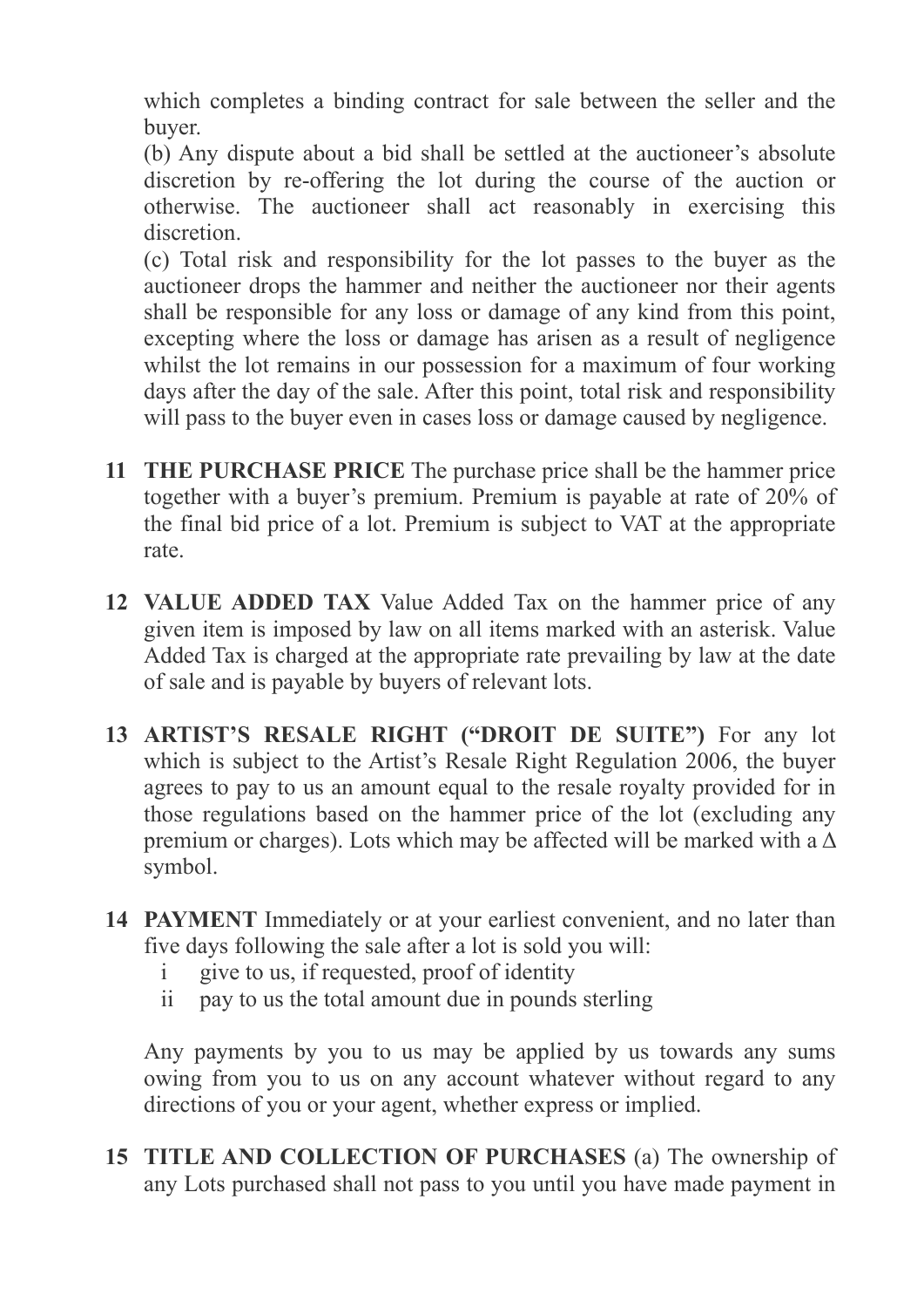which completes a binding contract for sale between the seller and the buyer.

(b) Any dispute about a bid shall be settled at the auctioneer's absolute discretion by re-offering the lot during the course of the auction or otherwise. The auctioneer shall act reasonably in exercising this discretion.

(c) Total risk and responsibility for the lot passes to the buyer as the auctioneer drops the hammer and neither the auctioneer nor their agents shall be responsible for any loss or damage of any kind from this point, excepting where the loss or damage has arisen as a result of negligence whilst the lot remains in our possession for a maximum of four working days after the day of the sale. After this point, total risk and responsibility will pass to the buyer even in cases loss or damage caused by negligence.

**11 THE PURCHASE PRICE** The purchase price shall be the hammer price together with a buyer's premium. Premium is payable at rate of 20% of the final bid price of a lot. Premium is subject to VAT at the appropriate rate.

**12 VALUE ADDED TAX** Value Added Tax on the hammer price of any given item is imposed by law on all items marked with an asterisk. Value Added Tax is charged at the appropriate rate prevailing by law at the date of sale and is payable by buyers of relevant lots.

**13 ARTIST'S RESALE RIGHT ("DROIT DE SUITE")** For any lot which is subject to the Artist's Resale Right Regulation 2006, the buyer agrees to pay to us an amount equal to the resale royalty provided for in those regulations based on the hammer price of the lot (excluding any premium or charges). Lots which may be affected will be marked with a Δ symbol.

**14 PAYMENT** Immediately or at your earliest convenient, and no later than five days following the sale after a lot is sold you will:

i give to us, if requested, proof of identity

ii pay to us the total amount due in pounds sterling

Any payments by you to us may be applied by us towards any sums owing from you to us on any account whatever without regard to any directions of you or your agent, whether express or implied.

**15 TITLE AND COLLECTION OF PURCHASES** (a) The ownership of any Lots purchased shall not pass to you until you have made payment in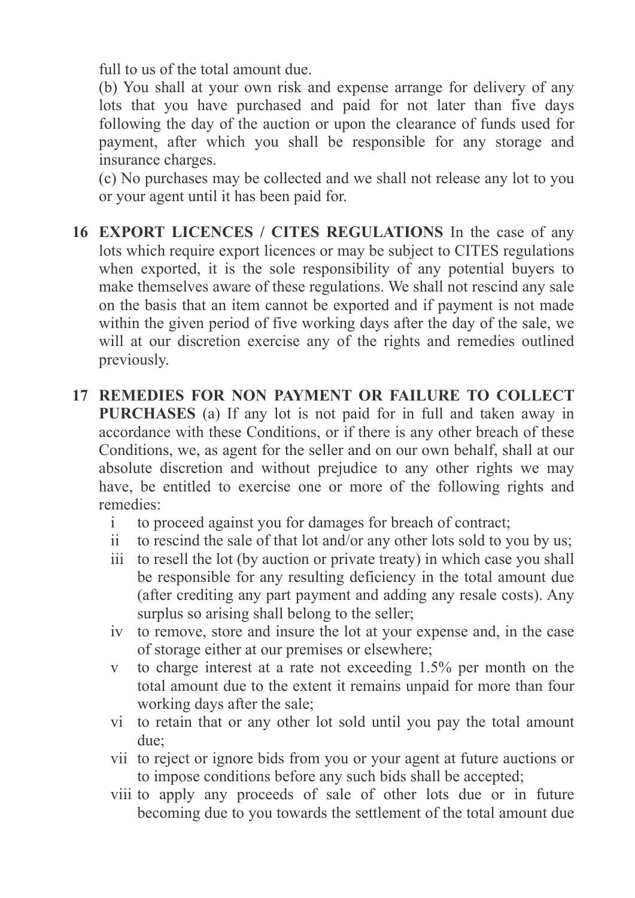full to us of the total amount due.

(b) You shall at your own risk and expense arrange for delivery of any lots that you have purchased and paid for not later than five days following the day of the auction or upon the clearance of funds used for payment, after which you shall be responsible for any storage and insurance charges.

(c) No purchases may be collected and we shall not release any lot to you or your agent until it has been paid for.

**16 EXPORT LICENCES / CITES REGULATIONS** In the case of any lots which require export licences or may be subject to CITES regulations when exported, it is the sole responsibility of any potential buyers to make themselves aware of these regulations. We shall not rescind any sale on the basis that an item cannot be exported and if payment is not made within the given period of five working days after the day of the sale, we will at our discretion exercise any of the rights and remedies outlined previously.

**17 REMEDIES FOR NON PAYMENT OR FAILURE TO COLLECT PURCHASES** (a) If any lot is not paid for in full and taken away in accordance with these Conditions, or if there is any other breach of these Conditions, we, as agent for the seller and on our own behalf, shall at our absolute discretion and without prejudice to any other rights we may have, be entitled to exercise one or more of the following rights and remedies:

- i to proceed against you for damages for breach of contract;
- ii to rescind the sale of that lot and/or any other lots sold to you by us;
- iii to resell the lot (by auction or private treaty) in which case you shall be responsible for any resulting deficiency in the total amount due (after crediting any part payment and adding any resale costs). Any surplus so arising shall belong to the seller;
- iv to remove, store and insure the lot at your expense and, in the case of storage either at our premises or elsewhere;
- v to charge interest at a rate not exceeding 1.5% per month on the total amount due to the extent it remains unpaid for more than four working days after the sale;
- vi to retain that or any other lot sold until you pay the total amount due;
- vii to reject or ignore bids from you or your agent at future auctions or to impose conditions before any such bids shall be accepted;
- viii to apply any proceeds of sale of other lots due or in future becoming due to you towards the settlement of the total amount due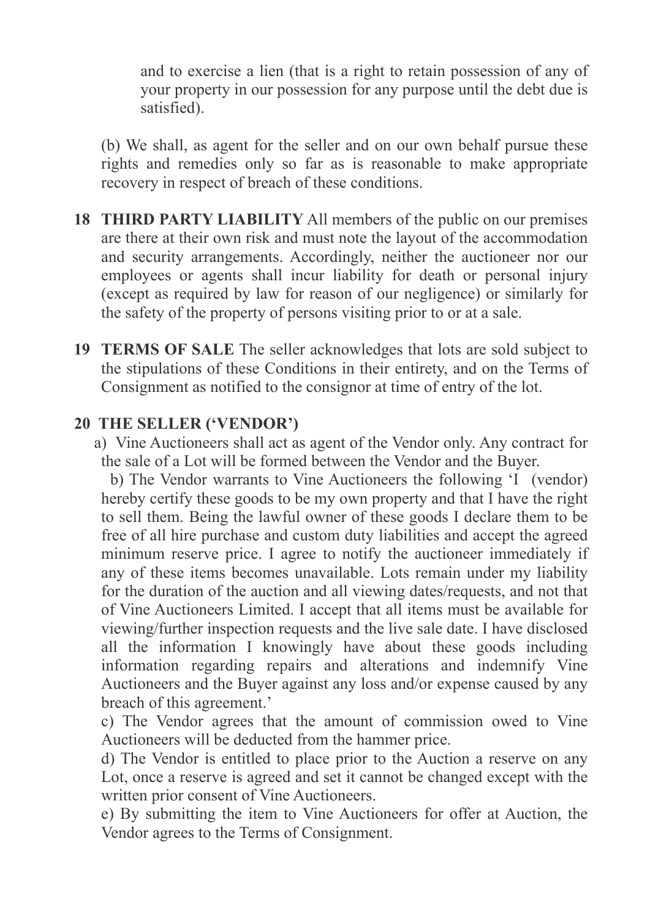and to exercise a lien (that is a right to retain possession of any of your property in our possession for any purpose until the debt due is satisfied).

(b) We shall, as agent for the seller and on our own behalf pursue these rights and remedies only so far as is reasonable to make appropriate recovery in respect of breach of these conditions.

**18 THIRD PARTY LIABILITY** All members of the public on our premises are there at their own risk and must note the layout of the accommodation and security arrangements. Accordingly, neither the auctioneer nor our employees or agents shall incur liability for death or personal injury (except as required by law for reason of our negligence) or similarly for the safety of the property of persons visiting prior to or at a sale.

**19 TERMS OF SALE** The seller acknowledges that lots are sold subject to the stipulations of these Conditions in their entirety, and on the Terms of Consignment as notified to the consignor at time of entry of the lot.

**20 THE SELLER ('VENDOR')**

a) Vine Auctioneers shall act as agent of the Vendor only. Any contract for the sale of a Lot will be formed between the Vendor and the Buyer.

b) The Vendor warrants to Vine Auctioneers the following 'I (vendor) hereby certify these goods to be my own property and that I have the right to sell them. Being the lawful owner of these goods I declare them to be free of all hire purchase and custom duty liabilities and accept the agreed minimum reserve price. I agree to notify the auctioneer immediately if any of these items becomes unavailable. Lots remain under my liability for the duration of the auction and all viewing dates/requests, and not that of Vine Auctioneers Limited. I accept that all items must be available for viewing/further inspection requests and the live sale date. I have disclosed all the information I knowingly have about these goods including information regarding repairs and alterations and indemnify Vine Auctioneers and the Buyer against any loss and/or expense caused by any breach of this agreement.'

c) The Vendor agrees that the amount of commission owed to Vine Auctioneers will be deducted from the hammer price.

d) The Vendor is entitled to place prior to the Auction a reserve on any Lot, once a reserve is agreed and set it cannot be changed except with the written prior consent of Vine Auctioneers.

e) By submitting the item to Vine Auctioneers for offer at Auction, the Vendor agrees to the Terms of Consignment.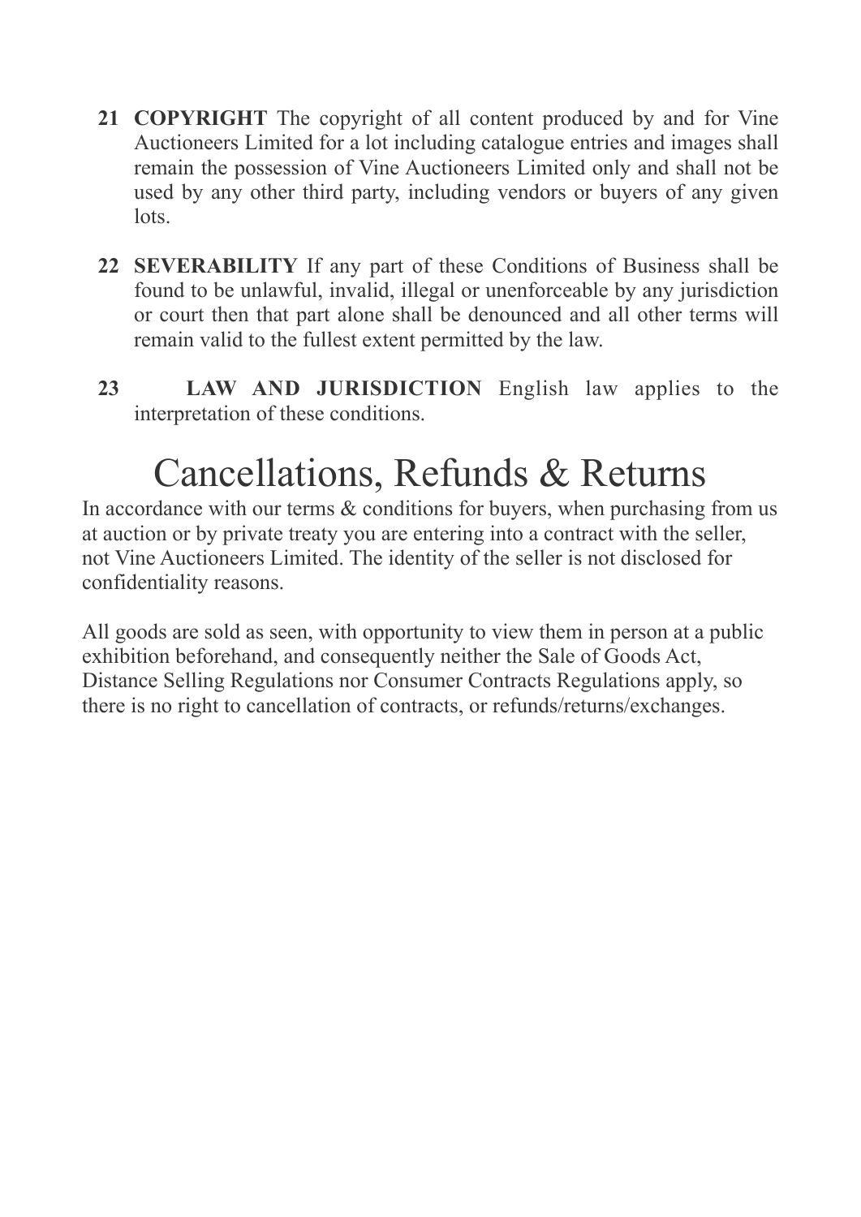**21** **COPYRIGHT** The copyright of all content produced by and for Vine Auctioneers Limited for a lot including catalogue entries and images shall remain the possession of Vine Auctioneers Limited only and shall not be used by any other third party, including vendors or buyers of any given lots.

**22** **SEVERABILITY** If any part of these Conditions of Business shall be found to be unlawful, invalid, illegal or unenforceable by any jurisdiction or court then that part alone shall be denounced and all other terms will remain valid to the fullest extent permitted by the law.

**23** **LAW AND JURISDICTION** English law applies to the interpretation of these conditions.

# Cancellations, Refunds & Returns

In accordance with our terms & conditions for buyers, when purchasing from us at auction or by private treaty you are entering into a contract with the seller, not Vine Auctioneers Limited. The identity of the seller is not disclosed for confidentiality reasons.

All goods are sold as seen, with opportunity to view them in person at a public exhibition beforehand, and consequently neither the Sale of Goods Act, Distance Selling Regulations nor Consumer Contracts Regulations apply, so there is no right to cancellation of contracts, or refunds/returns/exchanges.